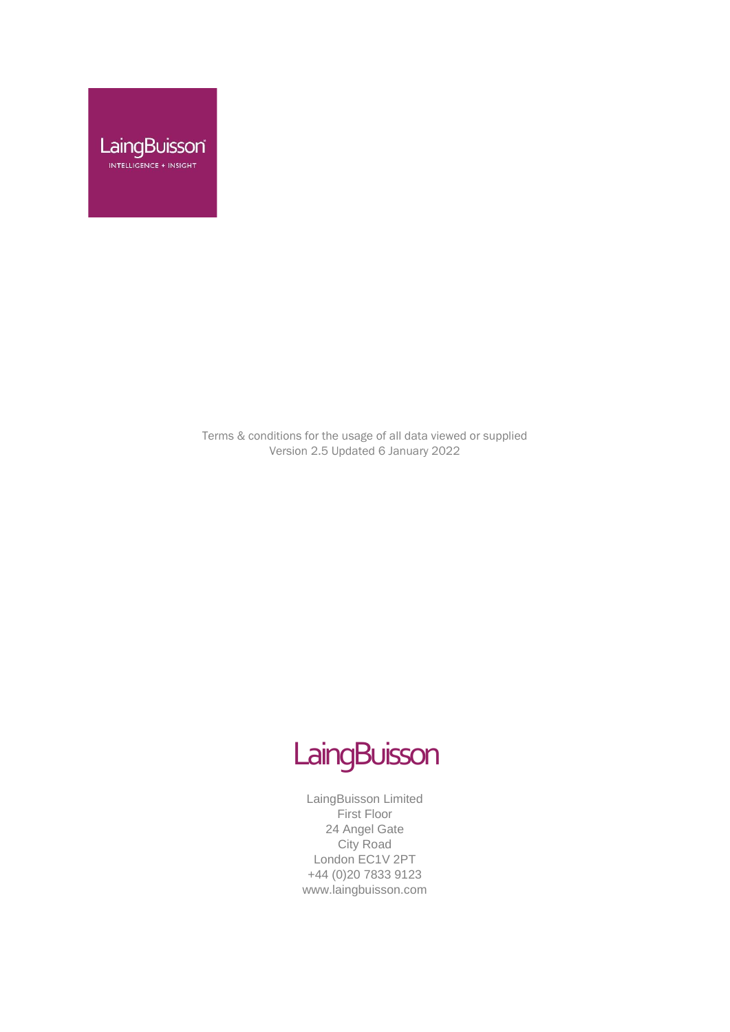LaingBuisson

INTELLIGENCE + INSIGHT

Terms & conditions for the usage of all data viewed or supplied
Version 2.5 Updated 6 January 2022

LaingBuisson

LaingBuisson Limited
First Floor
24 Angel Gate
City Road
London EC1V 2PT
+44 (0)20 7833 9123
www.laingbuisson.com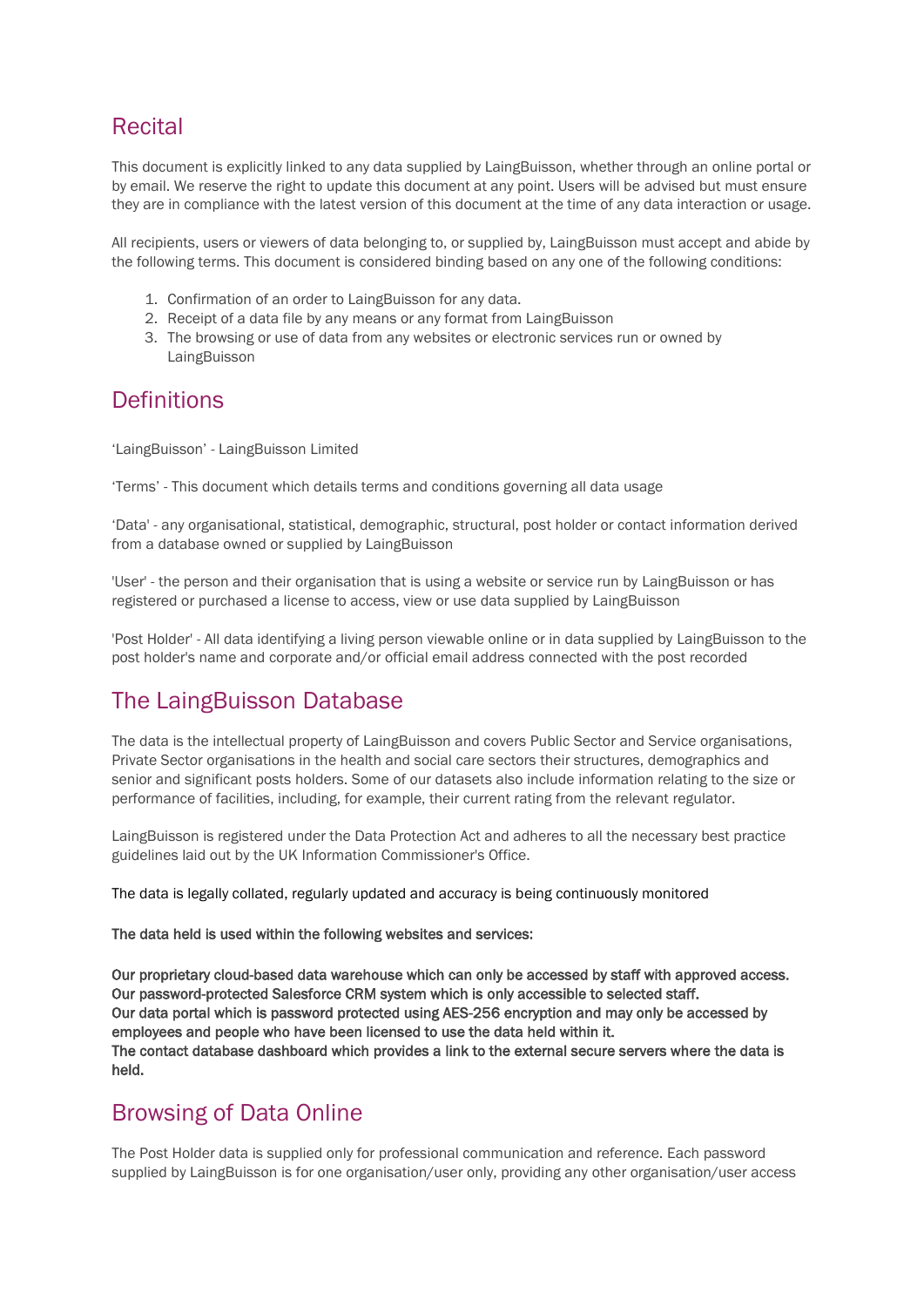## Recital

This document is explicitly linked to any data supplied by LaingBuisson, whether through an online portal or by email. We reserve the right to update this document at any point. Users will be advised but must ensure they are in compliance with the latest version of this document at the time of any data interaction or usage.

All recipients, users or viewers of data belonging to, or supplied by, LaingBuisson must accept and abide by the following terms. This document is considered binding based on any one of the following conditions:

1. Confirmation of an order to LaingBuisson for any data.
2. Receipt of a data file by any means or any format from LaingBuisson
3. The browsing or use of data from any websites or electronic services run or owned by LaingBuisson

## Definitions

'LaingBuisson' - LaingBuisson Limited

'Terms' - This document which details terms and conditions governing all data usage

'Data' - any organisational, statistical, demographic, structural, post holder or contact information derived from a database owned or supplied by LaingBuisson

'User' - the person and their organisation that is using a website or service run by LaingBuisson or has registered or purchased a license to access, view or use data supplied by LaingBuisson

'Post Holder' - All data identifying a living person viewable online or in data supplied by LaingBuisson to the post holder's name and corporate and/or official email address connected with the post recorded

## The LaingBuisson Database

The data is the intellectual property of LaingBuisson and covers Public Sector and Service organisations, Private Sector organisations in the health and social care sectors their structures, demographics and senior and significant posts holders. Some of our datasets also include information relating to the size or performance of facilities, including, for example, their current rating from the relevant regulator.

LaingBuisson is registered under the Data Protection Act and adheres to all the necessary best practice guidelines laid out by the UK Information Commissioner's Office.

The data is legally collated, regularly updated and accuracy is being continuously monitored

**The data held is used within the following websites and services:**

**Our proprietary cloud-based data warehouse which can only be accessed by staff with approved access.**
**Our password-protected Salesforce CRM system which is only accessible to selected staff.**
**Our data portal which is password protected using AES-256 encryption and may only be accessed by employees and people who have been licensed to use the data held within it.**
**The contact database dashboard which provides a link to the external secure servers where the data is held.**

## Browsing of Data Online

The Post Holder data is supplied only for professional communication and reference. Each password supplied by LaingBuisson is for one organisation/user only, providing any other organisation/user access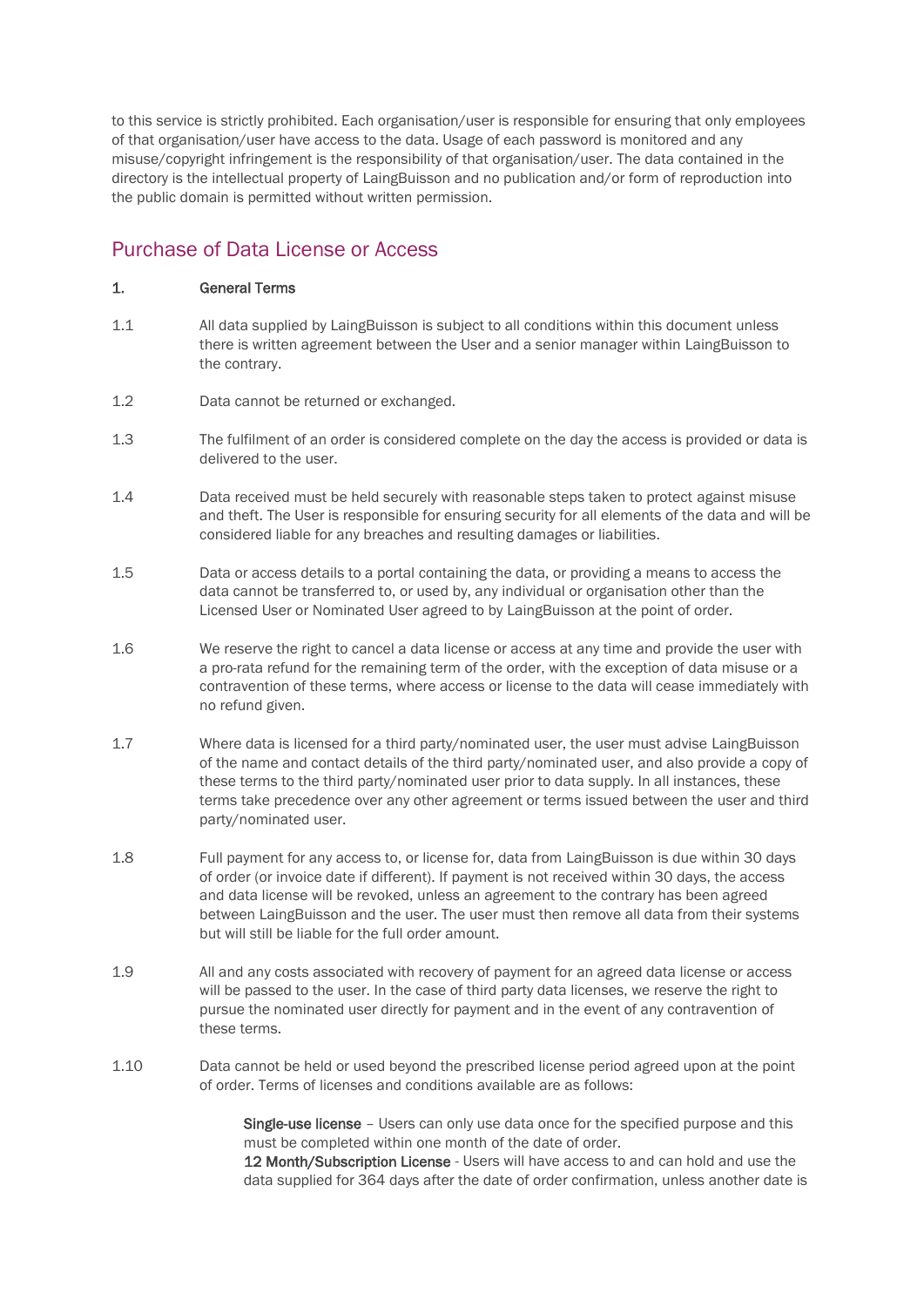to this service is strictly prohibited. Each organisation/user is responsible for ensuring that only employees of that organisation/user have access to the data. Usage of each password is monitored and any misuse/copyright infringement is the responsibility of that organisation/user. The data contained in the directory is the intellectual property of LaingBuisson and no publication and/or form of reproduction into the public domain is permitted without written permission.

## Purchase of Data License or Access

**1. General Terms**

1.1 All data supplied by LaingBuisson is subject to all conditions within this document unless there is written agreement between the User and a senior manager within LaingBuisson to the contrary.

1.2 Data cannot be returned or exchanged.

1.3 The fulfilment of an order is considered complete on the day the access is provided or data is delivered to the user.

1.4 Data received must be held securely with reasonable steps taken to protect against misuse and theft. The User is responsible for ensuring security for all elements of the data and will be considered liable for any breaches and resulting damages or liabilities.

1.5 Data or access details to a portal containing the data, or providing a means to access the data cannot be transferred to, or used by, any individual or organisation other than the Licensed User or Nominated User agreed to by LaingBuisson at the point of order.

1.6 We reserve the right to cancel a data license or access at any time and provide the user with a pro-rata refund for the remaining term of the order, with the exception of data misuse or a contravention of these terms, where access or license to the data will cease immediately with no refund given.

1.7 Where data is licensed for a third party/nominated user, the user must advise LaingBuisson of the name and contact details of the third party/nominated user, and also provide a copy of these terms to the third party/nominated user prior to data supply. In all instances, these terms take precedence over any other agreement or terms issued between the user and third party/nominated user.

1.8 Full payment for any access to, or license for, data from LaingBuisson is due within 30 days of order (or invoice date if different). If payment is not received within 30 days, the access and data license will be revoked, unless an agreement to the contrary has been agreed between LaingBuisson and the user. The user must then remove all data from their systems but will still be liable for the full order amount.

1.9 All and any costs associated with recovery of payment for an agreed data license or access will be passed to the user. In the case of third party data licenses, we reserve the right to pursue the nominated user directly for payment and in the event of any contravention of these terms.

1.10 Data cannot be held or used beyond the prescribed license period agreed upon at the point of order. Terms of licenses and conditions available are as follows:

**Single-use license** – Users can only use data once for the specified purpose and this must be completed within one month of the date of order.
**12 Month/Subscription License** - Users will have access to and can hold and use the data supplied for 364 days after the date of order confirmation, unless another date is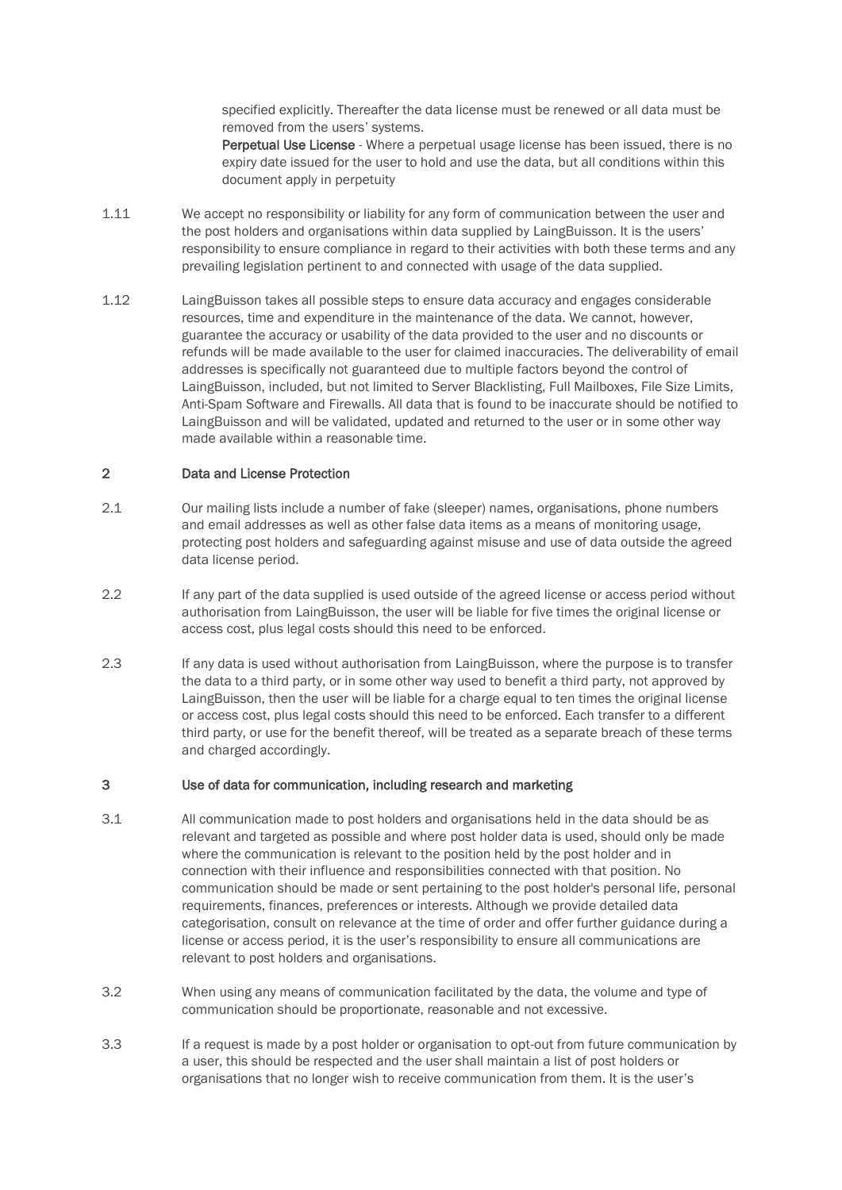specified explicitly. Thereafter the data license must be renewed or all data must be removed from the users' systems.

**Perpetual Use License** - Where a perpetual usage license has been issued, there is no expiry date issued for the user to hold and use the data, but all conditions within this document apply in perpetuity

1.11 We accept no responsibility or liability for any form of communication between the user and the post holders and organisations within data supplied by LaingBuisson. It is the users' responsibility to ensure compliance in regard to their activities with both these terms and any prevailing legislation pertinent to and connected with usage of the data supplied.

1.12 LaingBuisson takes all possible steps to ensure data accuracy and engages considerable resources, time and expenditure in the maintenance of the data. We cannot, however, guarantee the accuracy or usability of the data provided to the user and no discounts or refunds will be made available to the user for claimed inaccuracies. The deliverability of email addresses is specifically not guaranteed due to multiple factors beyond the control of LaingBuisson, included, but not limited to Server Blacklisting, Full Mailboxes, File Size Limits, Anti-Spam Software and Firewalls. All data that is found to be inaccurate should be notified to LaingBuisson and will be validated, updated and returned to the user or in some other way made available within a reasonable time.

## 2 Data and License Protection

2.1 Our mailing lists include a number of fake (sleeper) names, organisations, phone numbers and email addresses as well as other false data items as a means of monitoring usage, protecting post holders and safeguarding against misuse and use of data outside the agreed data license period.

2.2 If any part of the data supplied is used outside of the agreed license or access period without authorisation from LaingBuisson, the user will be liable for five times the original license or access cost, plus legal costs should this need to be enforced.

2.3 If any data is used without authorisation from LaingBuisson, where the purpose is to transfer the data to a third party, or in some other way used to benefit a third party, not approved by LaingBuisson, then the user will be liable for a charge equal to ten times the original license or access cost, plus legal costs should this need to be enforced. Each transfer to a different third party, or use for the benefit thereof, will be treated as a separate breach of these terms and charged accordingly.

## 3 Use of data for communication, including research and marketing

3.1 All communication made to post holders and organisations held in the data should be as relevant and targeted as possible and where post holder data is used, should only be made where the communication is relevant to the position held by the post holder and in connection with their influence and responsibilities connected with that position. No communication should be made or sent pertaining to the post holder's personal life, personal requirements, finances, preferences or interests. Although we provide detailed data categorisation, consult on relevance at the time of order and offer further guidance during a license or access period, it is the user's responsibility to ensure all communications are relevant to post holders and organisations.

3.2 When using any means of communication facilitated by the data, the volume and type of communication should be proportionate, reasonable and not excessive.

3.3 If a request is made by a post holder or organisation to opt-out from future communication by a user, this should be respected and the user shall maintain a list of post holders or organisations that no longer wish to receive communication from them. It is the user's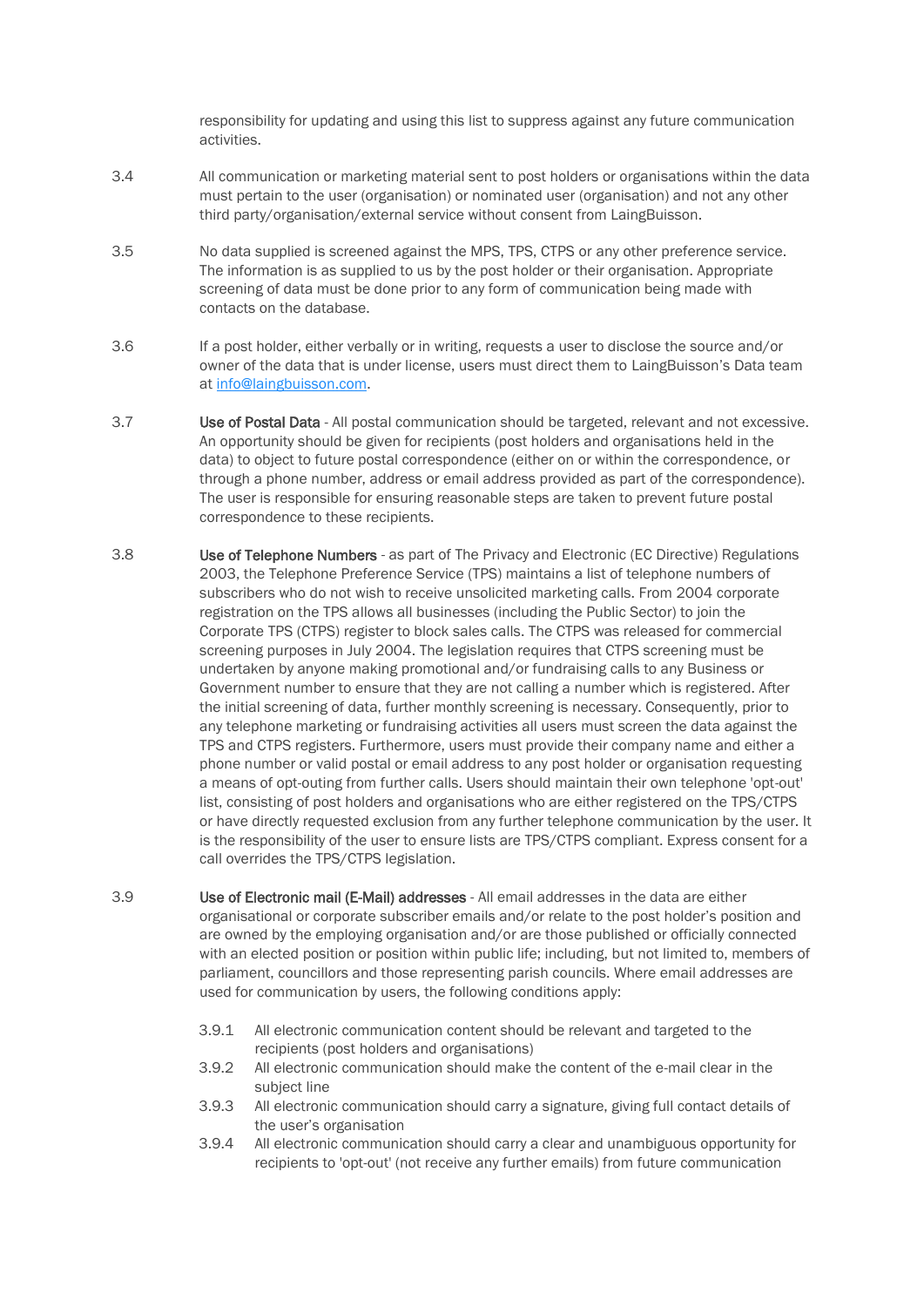responsibility for updating and using this list to suppress against any future communication activities.

3.4 All communication or marketing material sent to post holders or organisations within the data must pertain to the user (organisation) or nominated user (organisation) and not any other third party/organisation/external service without consent from LaingBuisson.

3.5 No data supplied is screened against the MPS, TPS, CTPS or any other preference service. The information is as supplied to us by the post holder or their organisation. Appropriate screening of data must be done prior to any form of communication being made with contacts on the database.

3.6 If a post holder, either verbally or in writing, requests a user to disclose the source and/or owner of the data that is under license, users must direct them to LaingBuisson's Data team at [info@laingbuisson.com](mailto:info@laingbuisson.com).

3.7 **Use of Postal Data** - All postal communication should be targeted, relevant and not excessive. An opportunity should be given for recipients (post holders and organisations held in the data) to object to future postal correspondence (either on or within the correspondence, or through a phone number, address or email address provided as part of the correspondence). The user is responsible for ensuring reasonable steps are taken to prevent future postal correspondence to these recipients.

3.8 **Use of Telephone Numbers** - as part of The Privacy and Electronic (EC Directive) Regulations 2003, the Telephone Preference Service (TPS) maintains a list of telephone numbers of subscribers who do not wish to receive unsolicited marketing calls. From 2004 corporate registration on the TPS allows all businesses (including the Public Sector) to join the Corporate TPS (CTPS) register to block sales calls. The CTPS was released for commercial screening purposes in July 2004. The legislation requires that CTPS screening must be undertaken by anyone making promotional and/or fundraising calls to any Business or Government number to ensure that they are not calling a number which is registered. After the initial screening of data, further monthly screening is necessary. Consequently, prior to any telephone marketing or fundraising activities all users must screen the data against the TPS and CTPS registers. Furthermore, users must provide their company name and either a phone number or valid postal or email address to any post holder or organisation requesting a means of opt-outing from further calls. Users should maintain their own telephone 'opt-out' list, consisting of post holders and organisations who are either registered on the TPS/CTPS or have directly requested exclusion from any further telephone communication by the user. It is the responsibility of the user to ensure lists are TPS/CTPS compliant. Express consent for a call overrides the TPS/CTPS legislation.

3.9 **Use of Electronic mail (E-Mail) addresses** - All email addresses in the data are either organisational or corporate subscriber emails and/or relate to the post holder's position and are owned by the employing organisation and/or are those published or officially connected with an elected position or position within public life; including, but not limited to, members of parliament, councillors and those representing parish councils. Where email addresses are used for communication by users, the following conditions apply:

- 3.9.1 All electronic communication content should be relevant and targeted to the recipients (post holders and organisations)
- 3.9.2 All electronic communication should make the content of the e-mail clear in the subject line
- 3.9.3 All electronic communication should carry a signature, giving full contact details of the user's organisation
- 3.9.4 All electronic communication should carry a clear and unambiguous opportunity for recipients to 'opt-out' (not receive any further emails) from future communication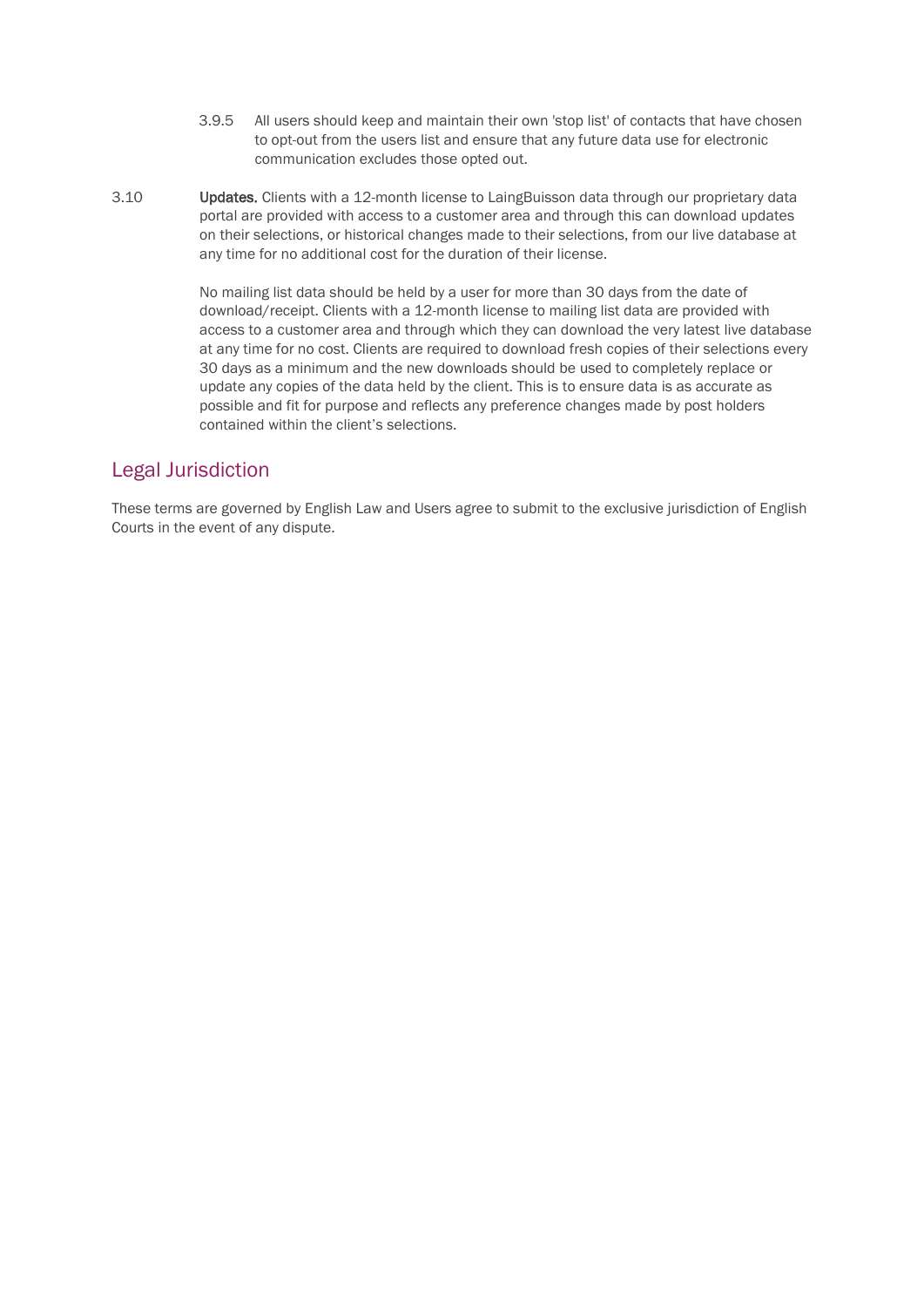3.9.5 All users should keep and maintain their own 'stop list' of contacts that have chosen to opt-out from the users list and ensure that any future data use for electronic communication excludes those opted out.

3.10 **Updates.** Clients with a 12-month license to LaingBuisson data through our proprietary data portal are provided with access to a customer area and through this can download updates on their selections, or historical changes made to their selections, from our live database at any time for no additional cost for the duration of their license.

No mailing list data should be held by a user for more than 30 days from the date of download/receipt. Clients with a 12-month license to mailing list data are provided with access to a customer area and through which they can download the very latest live database at any time for no cost. Clients are required to download fresh copies of their selections every 30 days as a minimum and the new downloads should be used to completely replace or update any copies of the data held by the client. This is to ensure data is as accurate as possible and fit for purpose and reflects any preference changes made by post holders contained within the client's selections.

## Legal Jurisdiction

These terms are governed by English Law and Users agree to submit to the exclusive jurisdiction of English Courts in the event of any dispute.